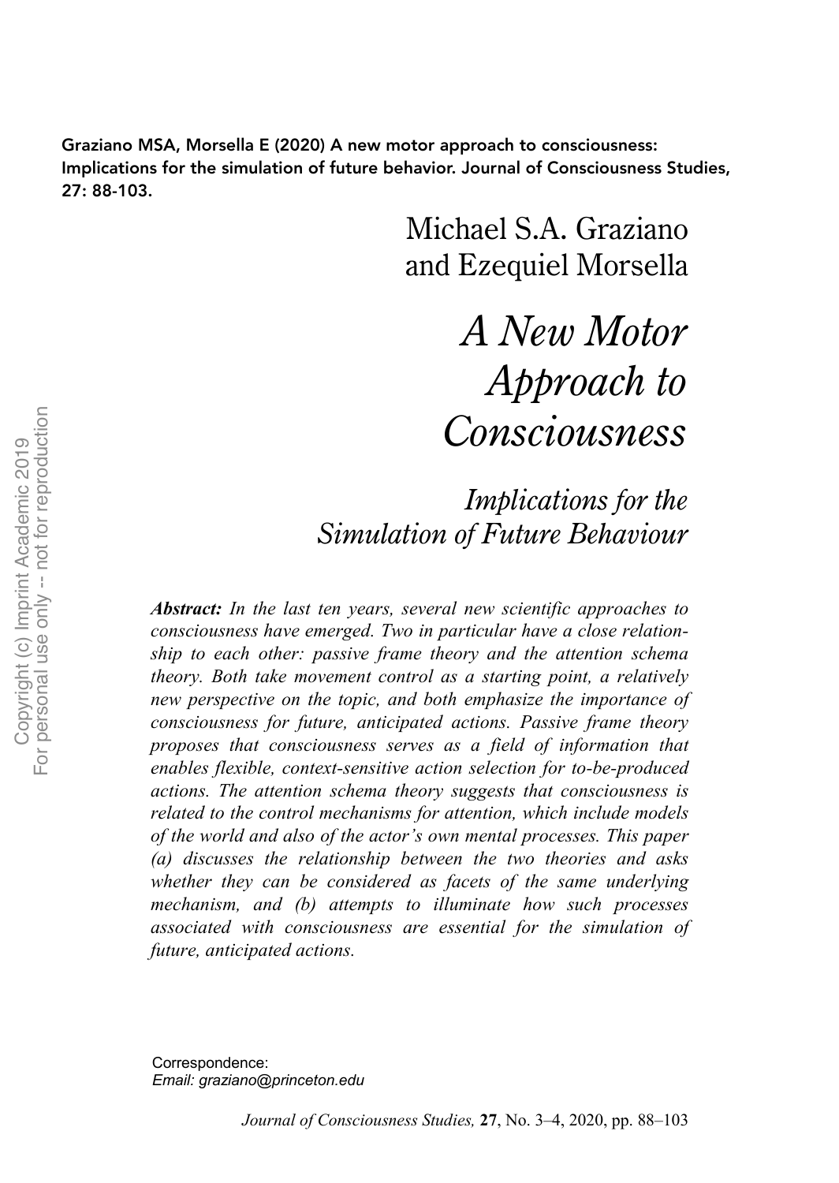Graziano MSA, Morsella E (2020) A new motor approach to consciousness: Implications for the simulation of future behavior. Journal of Consciousness Studies, 27: 88-103.

Michael S.A. Graziano
and Ezequiel Morsella

# *A New Motor Approach to Consciousness*

## *Implications for the Simulation of Future Behaviour*

***Abstract:*** *In the last ten years, several new scientific approaches to consciousness have emerged. Two in particular have a close relationship to each other: passive frame theory and the attention schema theory. Both take movement control as a starting point, a relatively new perspective on the topic, and both emphasize the importance of consciousness for future, anticipated actions. Passive frame theory proposes that consciousness serves as a field of information that enables flexible, context-sensitive action selection for to-be-produced actions. The attention schema theory suggests that consciousness is related to the control mechanisms for attention, which include models of the world and also of the actor's own mental processes. This paper (a) discusses the relationship between the two theories and asks whether they can be considered as facets of the same underlying mechanism, and (b) attempts to illuminate how such processes associated with consciousness are essential for the simulation of future, anticipated actions.*

Correspondence:
*Email: graziano@princeton.edu*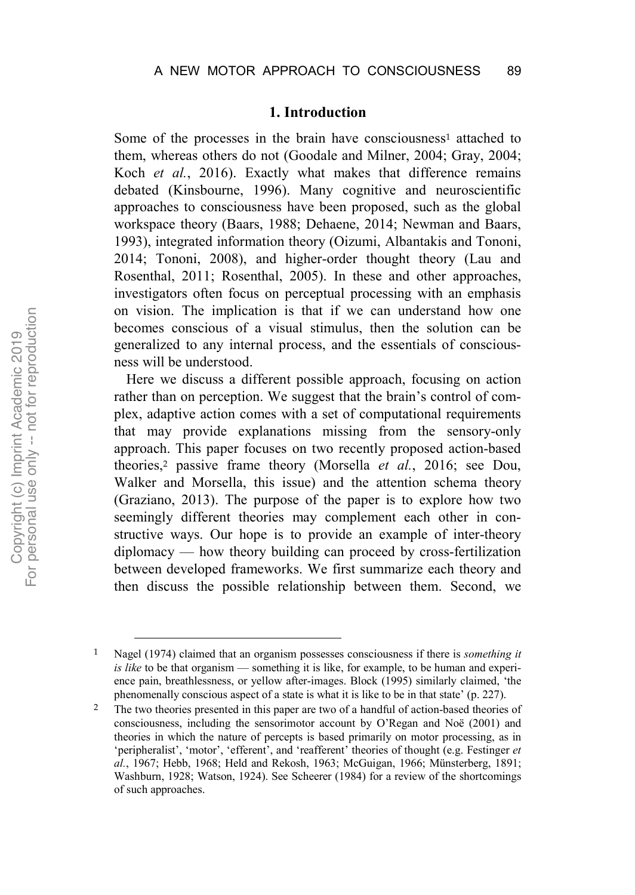## 1. Introduction

Some of the processes in the brain have consciousness[1] attached to them, whereas others do not (Goodale and Milner, 2004; Gray, 2004; Koch *et al.*, 2016). Exactly what makes that difference remains debated (Kinsbourne, 1996). Many cognitive and neuroscientific approaches to consciousness have been proposed, such as the global workspace theory (Baars, 1988; Dehaene, 2014; Newman and Baars, 1993), integrated information theory (Oizumi, Albantakis and Tononi, 2014; Tononi, 2008), and higher-order thought theory (Lau and Rosenthal, 2011; Rosenthal, 2005). In these and other approaches, investigators often focus on perceptual processing with an emphasis on vision. The implication is that if we can understand how one becomes conscious of a visual stimulus, then the solution can be generalized to any internal process, and the essentials of consciousness will be understood.

Here we discuss a different possible approach, focusing on action rather than on perception. We suggest that the brain's control of complex, adaptive action comes with a set of computational requirements that may provide explanations missing from the sensory-only approach. This paper focuses on two recently proposed action-based theories,[2] passive frame theory (Morsella *et al.*, 2016; see Dou, Walker and Morsella, this issue) and the attention schema theory (Graziano, 2013). The purpose of the paper is to explore how two seemingly different theories may complement each other in constructive ways. Our hope is to provide an example of inter-theory diplomacy — how theory building can proceed by cross-fertilization between developed frameworks. We first summarize each theory and then discuss the possible relationship between them. Second, we

---

[1] Nagel (1974) claimed that an organism possesses consciousness if there is *something it is like* to be that organism — something it is like, for example, to be human and experience pain, breathlessness, or yellow after-images. Block (1995) similarly claimed, 'the phenomenally conscious aspect of a state is what it is like to be in that state' (p. 227).

[2] The two theories presented in this paper are two of a handful of action-based theories of consciousness, including the sensorimotor account by O'Regan and Noë (2001) and theories in which the nature of percepts is based primarily on motor processing, as in 'peripheralist', 'motor', 'efferent', and 'reafferent' theories of thought (e.g. Festinger *et al.*, 1967; Hebb, 1968; Held and Rekosh, 1963; McGuigan, 1966; Münsterberg, 1891; Washburn, 1928; Watson, 1924). See Scheerer (1984) for a review of the shortcomings of such approaches.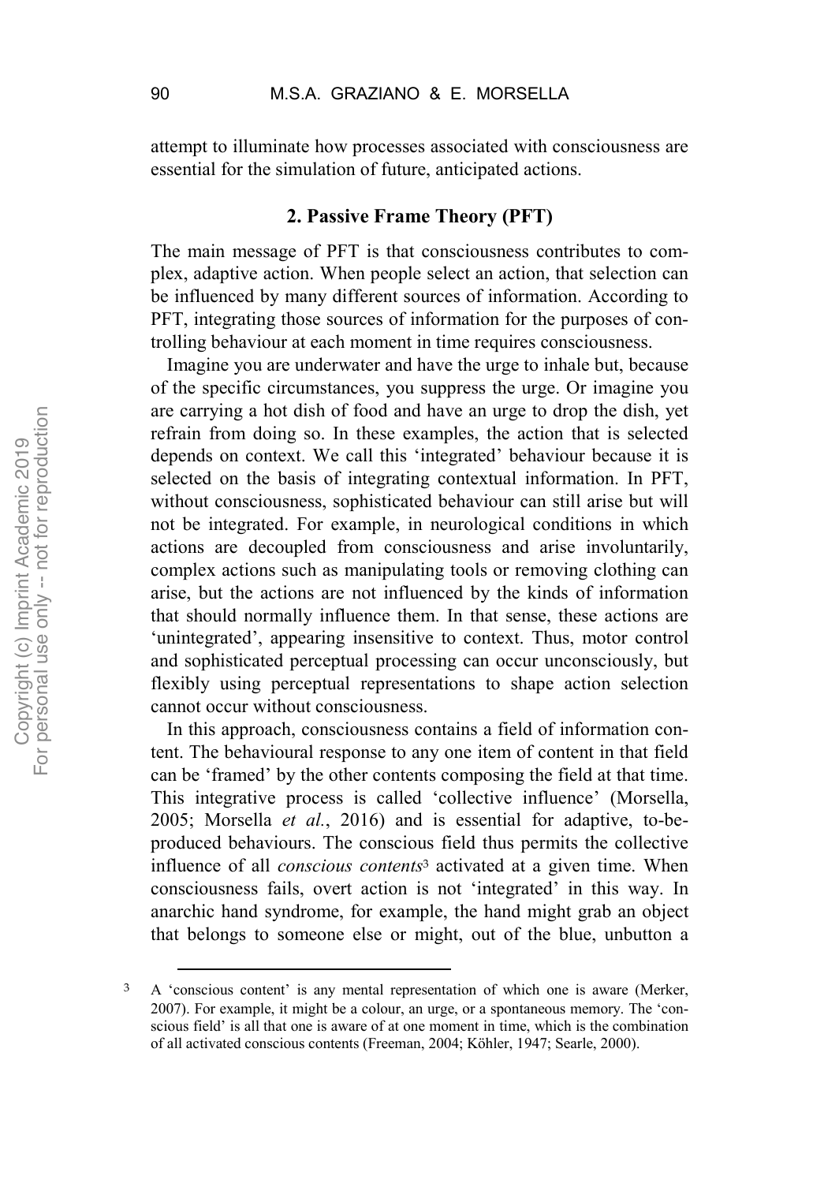attempt to illuminate how processes associated with consciousness are essential for the simulation of future, anticipated actions.

## 2. Passive Frame Theory (PFT)

The main message of PFT is that consciousness contributes to complex, adaptive action. When people select an action, that selection can be influenced by many different sources of information. According to PFT, integrating those sources of information for the purposes of controlling behaviour at each moment in time requires consciousness.

Imagine you are underwater and have the urge to inhale but, because of the specific circumstances, you suppress the urge. Or imagine you are carrying a hot dish of food and have an urge to drop the dish, yet refrain from doing so. In these examples, the action that is selected depends on context. We call this 'integrated' behaviour because it is selected on the basis of integrating contextual information. In PFT, without consciousness, sophisticated behaviour can still arise but will not be integrated. For example, in neurological conditions in which actions are decoupled from consciousness and arise involuntarily, complex actions such as manipulating tools or removing clothing can arise, but the actions are not influenced by the kinds of information that should normally influence them. In that sense, these actions are 'unintegrated', appearing insensitive to context. Thus, motor control and sophisticated perceptual processing can occur unconsciously, but flexibly using perceptual representations to shape action selection cannot occur without consciousness.

In this approach, consciousness contains a field of information content. The behavioural response to any one item of content in that field can be 'framed' by the other contents composing the field at that time. This integrative process is called 'collective influence' (Morsella, 2005; Morsella *et al.*, 2016) and is essential for adaptive, to-be-produced behaviours. The conscious field thus permits the collective influence of all *conscious contents*[3] activated at a given time. When consciousness fails, overt action is not 'integrated' in this way. In anarchic hand syndrome, for example, the hand might grab an object that belongs to someone else or might, out of the blue, unbutton a

---

[3] A 'conscious content' is any mental representation of which one is aware (Merker, 2007). For example, it might be a colour, an urge, or a spontaneous memory. The 'conscious field' is all that one is aware of at one moment in time, which is the combination of all activated conscious contents (Freeman, 2004; Köhler, 1947; Searle, 2000).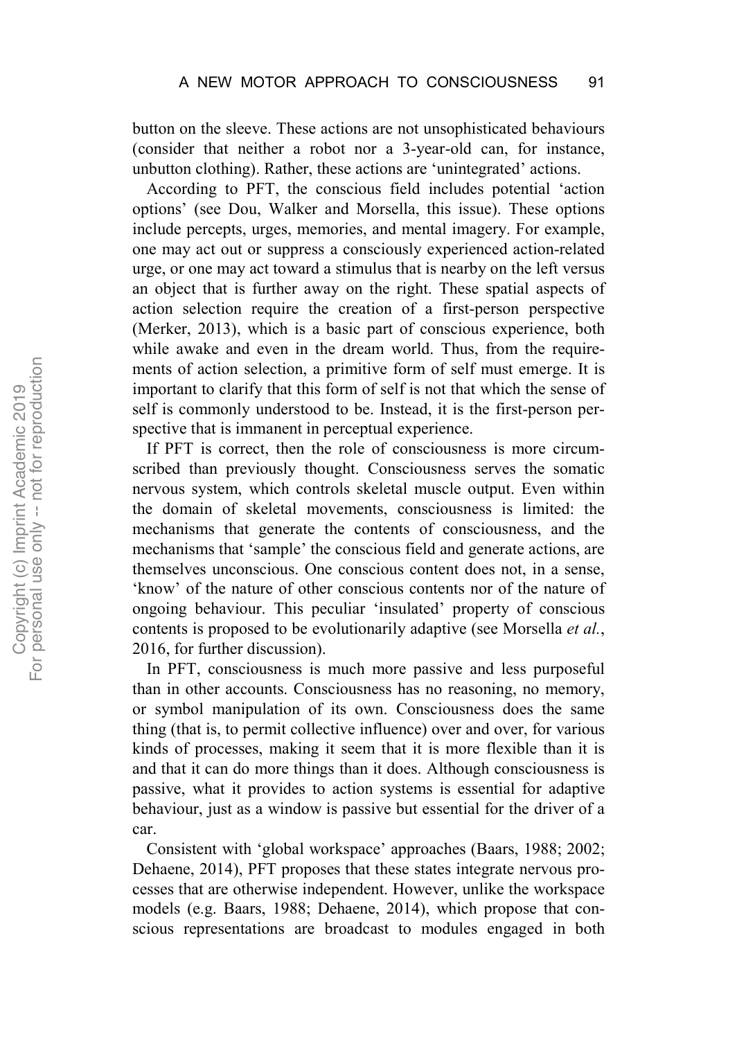button on the sleeve. These actions are not unsophisticated behaviours (consider that neither a robot nor a 3-year-old can, for instance, unbutton clothing). Rather, these actions are 'unintegrated' actions.

According to PFT, the conscious field includes potential 'action options' (see Dou, Walker and Morsella, this issue). These options include percepts, urges, memories, and mental imagery. For example, one may act out or suppress a consciously experienced action-related urge, or one may act toward a stimulus that is nearby on the left versus an object that is further away on the right. These spatial aspects of action selection require the creation of a first-person perspective (Merker, 2013), which is a basic part of conscious experience, both while awake and even in the dream world. Thus, from the requirements of action selection, a primitive form of self must emerge. It is important to clarify that this form of self is not that which the sense of self is commonly understood to be. Instead, it is the first-person perspective that is immanent in perceptual experience.

If PFT is correct, then the role of consciousness is more circumscribed than previously thought. Consciousness serves the somatic nervous system, which controls skeletal muscle output. Even within the domain of skeletal movements, consciousness is limited: the mechanisms that generate the contents of consciousness, and the mechanisms that 'sample' the conscious field and generate actions, are themselves unconscious. One conscious content does not, in a sense, 'know' of the nature of other conscious contents nor of the nature of ongoing behaviour. This peculiar 'insulated' property of conscious contents is proposed to be evolutionarily adaptive (see Morsella *et al.*, 2016, for further discussion).

In PFT, consciousness is much more passive and less purposeful than in other accounts. Consciousness has no reasoning, no memory, or symbol manipulation of its own. Consciousness does the same thing (that is, to permit collective influence) over and over, for various kinds of processes, making it seem that it is more flexible than it is and that it can do more things than it does. Although consciousness is passive, what it provides to action systems is essential for adaptive behaviour, just as a window is passive but essential for the driver of a car.

Consistent with 'global workspace' approaches (Baars, 1988; 2002; Dehaene, 2014), PFT proposes that these states integrate nervous processes that are otherwise independent. However, unlike the workspace models (e.g. Baars, 1988; Dehaene, 2014), which propose that conscious representations are broadcast to modules engaged in both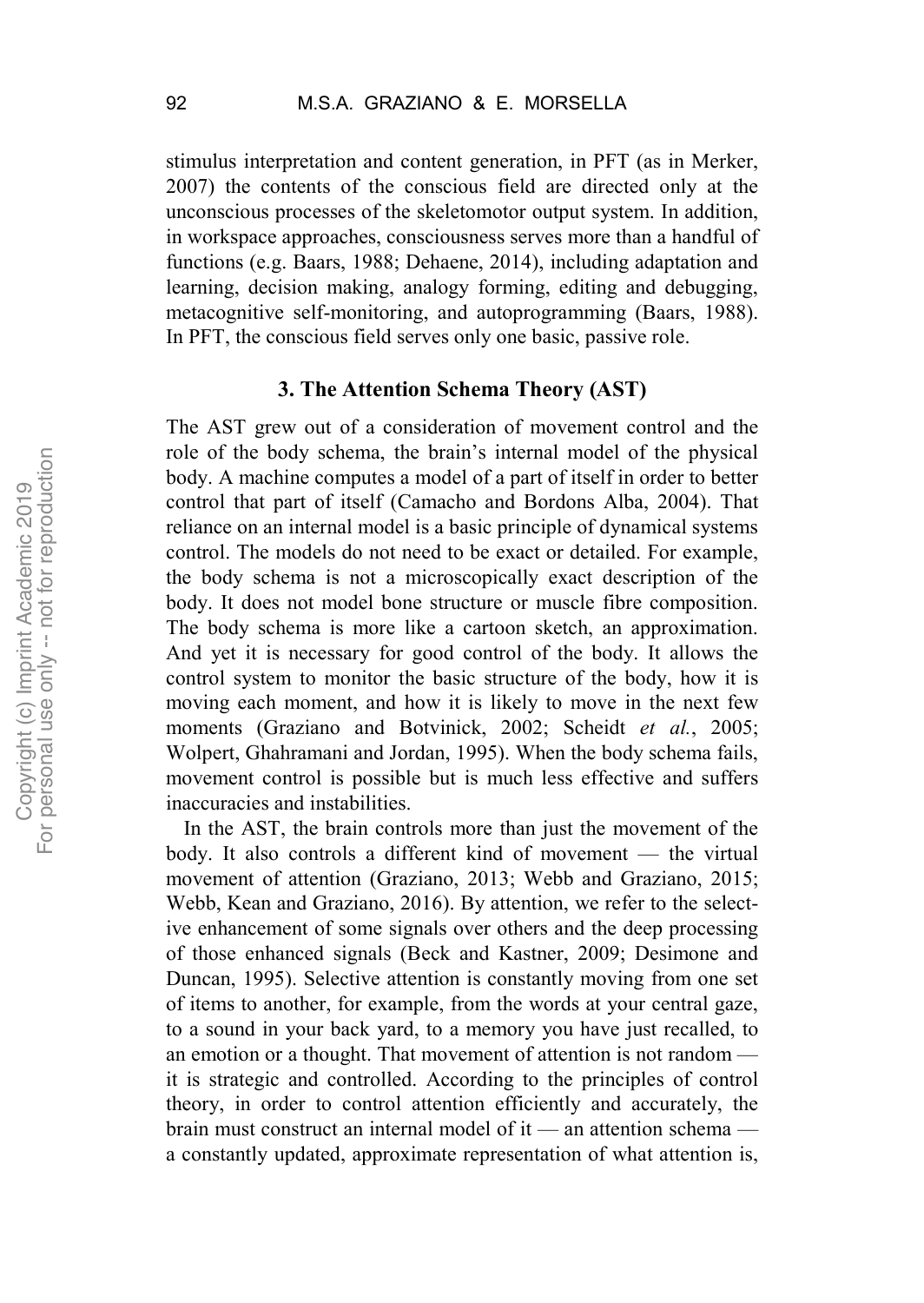stimulus interpretation and content generation, in PFT (as in Merker, 2007) the contents of the conscious field are directed only at the unconscious processes of the skeletomotor output system. In addition, in workspace approaches, consciousness serves more than a handful of functions (e.g. Baars, 1988; Dehaene, 2014), including adaptation and learning, decision making, analogy forming, editing and debugging, metacognitive self-monitoring, and autoprogramming (Baars, 1988). In PFT, the conscious field serves only one basic, passive role.

## 3. The Attention Schema Theory (AST)

The AST grew out of a consideration of movement control and the role of the body schema, the brain's internal model of the physical body. A machine computes a model of a part of itself in order to better control that part of itself (Camacho and Bordons Alba, 2004). That reliance on an internal model is a basic principle of dynamical systems control. The models do not need to be exact or detailed. For example, the body schema is not a microscopically exact description of the body. It does not model bone structure or muscle fibre composition. The body schema is more like a cartoon sketch, an approximation. And yet it is necessary for good control of the body. It allows the control system to monitor the basic structure of the body, how it is moving each moment, and how it is likely to move in the next few moments (Graziano and Botvinick, 2002; Scheidt *et al.*, 2005; Wolpert, Ghahramani and Jordan, 1995). When the body schema fails, movement control is possible but is much less effective and suffers inaccuracies and instabilities.

In the AST, the brain controls more than just the movement of the body. It also controls a different kind of movement — the virtual movement of attention (Graziano, 2013; Webb and Graziano, 2015; Webb, Kean and Graziano, 2016). By attention, we refer to the selective enhancement of some signals over others and the deep processing of those enhanced signals (Beck and Kastner, 2009; Desimone and Duncan, 1995). Selective attention is constantly moving from one set of items to another, for example, from the words at your central gaze, to a sound in your back yard, to a memory you have just recalled, to an emotion or a thought. That movement of attention is not random — it is strategic and controlled. According to the principles of control theory, in order to control attention efficiently and accurately, the brain must construct an internal model of it — an attention schema — a constantly updated, approximate representation of what attention is,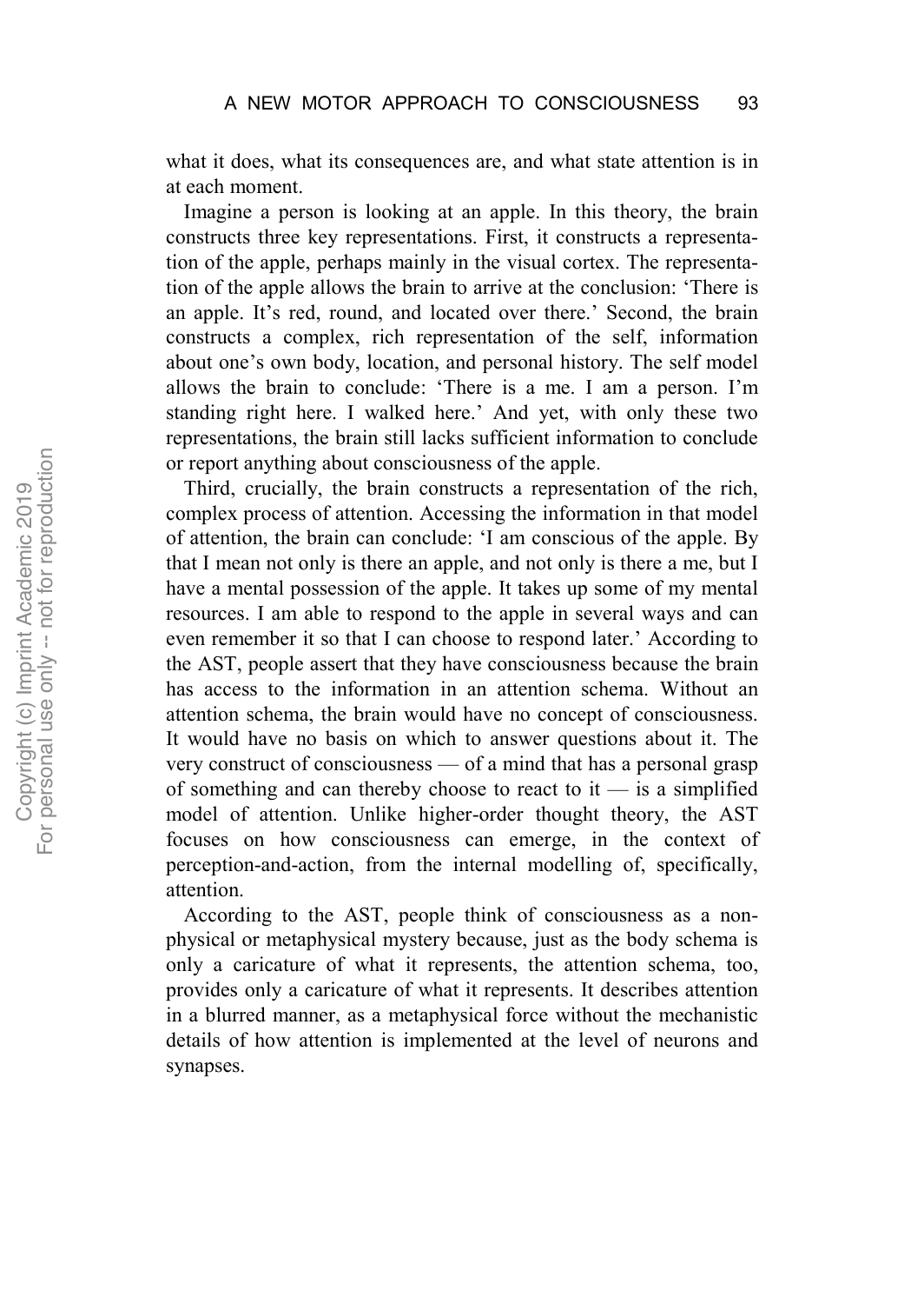what it does, what its consequences are, and what state attention is in at each moment.

Imagine a person is looking at an apple. In this theory, the brain constructs three key representations. First, it constructs a representation of the apple, perhaps mainly in the visual cortex. The representation of the apple allows the brain to arrive at the conclusion: 'There is an apple. It's red, round, and located over there.' Second, the brain constructs a complex, rich representation of the self, information about one's own body, location, and personal history. The self model allows the brain to conclude: 'There is a me. I am a person. I'm standing right here. I walked here.' And yet, with only these two representations, the brain still lacks sufficient information to conclude or report anything about consciousness of the apple.

Third, crucially, the brain constructs a representation of the rich, complex process of attention. Accessing the information in that model of attention, the brain can conclude: 'I am conscious of the apple. By that I mean not only is there an apple, and not only is there a me, but I have a mental possession of the apple. It takes up some of my mental resources. I am able to respond to the apple in several ways and can even remember it so that I can choose to respond later.' According to the AST, people assert that they have consciousness because the brain has access to the information in an attention schema. Without an attention schema, the brain would have no concept of consciousness. It would have no basis on which to answer questions about it. The very construct of consciousness — of a mind that has a personal grasp of something and can thereby choose to react to it — is a simplified model of attention. Unlike higher-order thought theory, the AST focuses on how consciousness can emerge, in the context of perception-and-action, from the internal modelling of, specifically, attention.

According to the AST, people think of consciousness as a non-physical or metaphysical mystery because, just as the body schema is only a caricature of what it represents, the attention schema, too, provides only a caricature of what it represents. It describes attention in a blurred manner, as a metaphysical force without the mechanistic details of how attention is implemented at the level of neurons and synapses.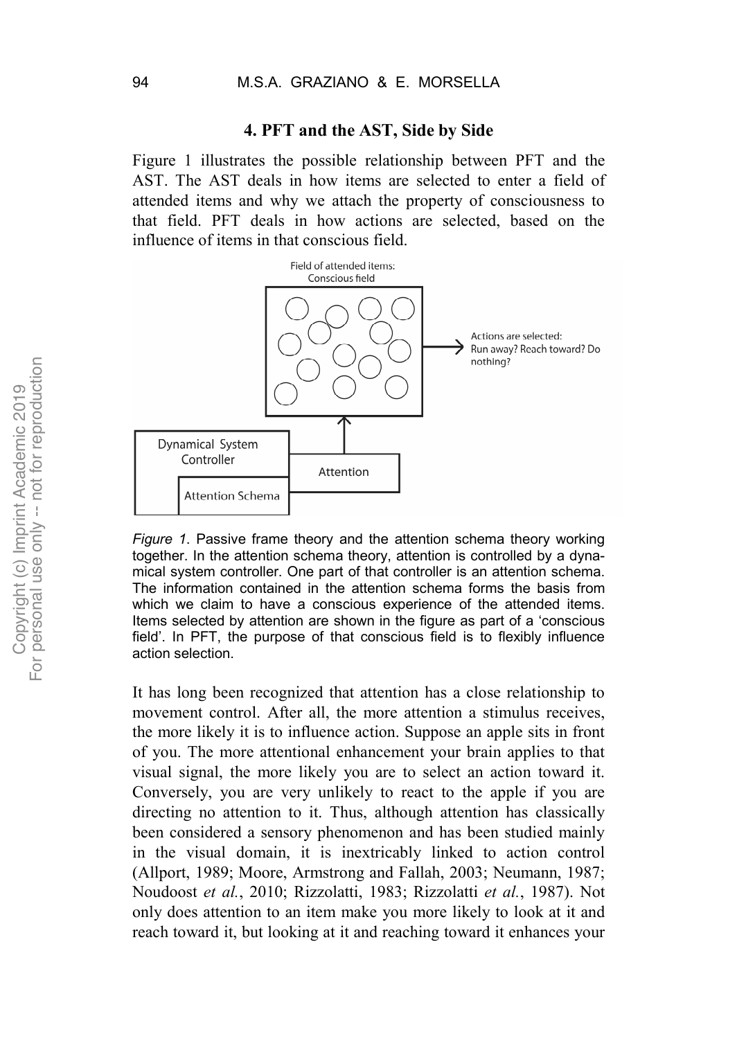## 4. PFT and the AST, Side by Side

Figure 1 illustrates the possible relationship between PFT and the AST. The AST deals in how items are selected to enter a field of attended items and why we attach the property of consciousness to that field. PFT deals in how actions are selected, based on the influence of items in that conscious field.

*Figure 1*. Passive frame theory and the attention schema theory working together. In the attention schema theory, attention is controlled by a dynamical system controller. One part of that controller is an attention schema. The information contained in the attention schema forms the basis from which we claim to have a conscious experience of the attended items. Items selected by attention are shown in the figure as part of a 'conscious field'. In PFT, the purpose of that conscious field is to flexibly influence action selection.

It has long been recognized that attention has a close relationship to movement control. After all, the more attention a stimulus receives, the more likely it is to influence action. Suppose an apple sits in front of you. The more attentional enhancement your brain applies to that visual signal, the more likely you are to select an action toward it. Conversely, you are very unlikely to react to the apple if you are directing no attention to it. Thus, although attention has classically been considered a sensory phenomenon and has been studied mainly in the visual domain, it is inextricably linked to action control (Allport, 1989; Moore, Armstrong and Fallah, 2003; Neumann, 1987; Noudoost *et al.*, 2010; Rizzolatti, 1983; Rizzolatti *et al.*, 1987). Not only does attention to an item make you more likely to look at it and reach toward it, but looking at it and reaching toward it enhances your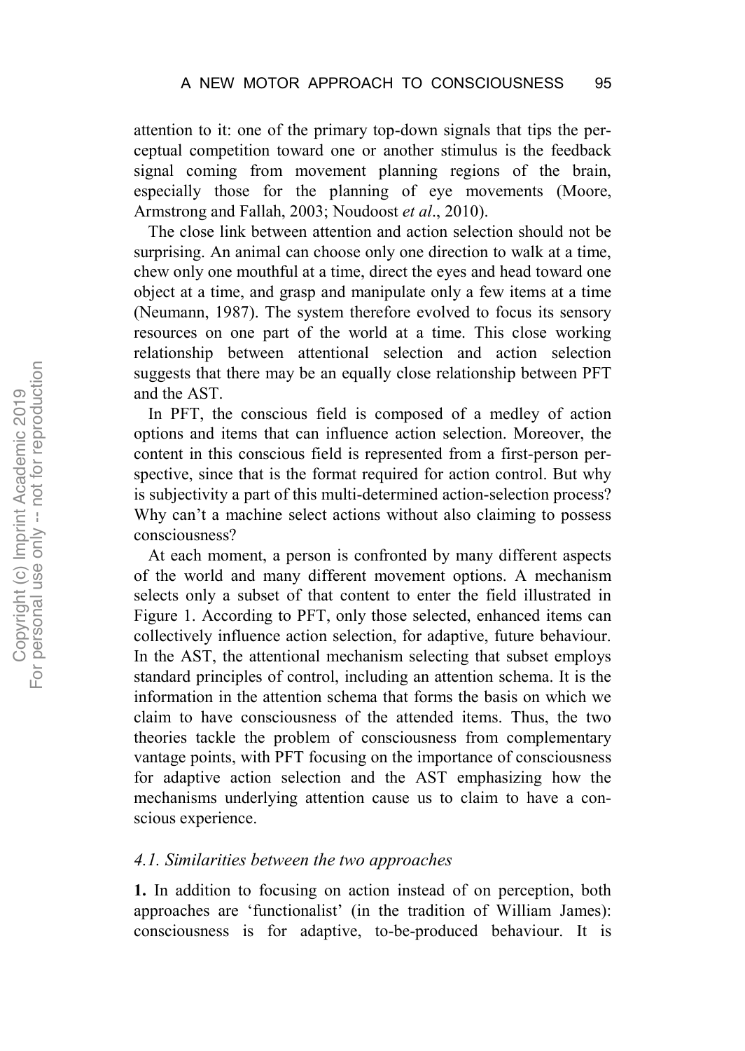attention to it: one of the primary top-down signals that tips the perceptual competition toward one or another stimulus is the feedback signal coming from movement planning regions of the brain, especially those for the planning of eye movements (Moore, Armstrong and Fallah, 2003; Noudoost *et al*., 2010).

The close link between attention and action selection should not be surprising. An animal can choose only one direction to walk at a time, chew only one mouthful at a time, direct the eyes and head toward one object at a time, and grasp and manipulate only a few items at a time (Neumann, 1987). The system therefore evolved to focus its sensory resources on one part of the world at a time. This close working relationship between attentional selection and action selection suggests that there may be an equally close relationship between PFT and the AST.

In PFT, the conscious field is composed of a medley of action options and items that can influence action selection. Moreover, the content in this conscious field is represented from a first-person perspective, since that is the format required for action control. But why is subjectivity a part of this multi-determined action-selection process? Why can't a machine select actions without also claiming to possess consciousness?

At each moment, a person is confronted by many different aspects of the world and many different movement options. A mechanism selects only a subset of that content to enter the field illustrated in Figure 1. According to PFT, only those selected, enhanced items can collectively influence action selection, for adaptive, future behaviour. In the AST, the attentional mechanism selecting that subset employs standard principles of control, including an attention schema. It is the information in the attention schema that forms the basis on which we claim to have consciousness of the attended items. Thus, the two theories tackle the problem of consciousness from complementary vantage points, with PFT focusing on the importance of consciousness for adaptive action selection and the AST emphasizing how the mechanisms underlying attention cause us to claim to have a conscious experience.

### *4.1. Similarities between the two approaches*

**1.** In addition to focusing on action instead of on perception, both approaches are 'functionalist' (in the tradition of William James): consciousness is for adaptive, to-be-produced behaviour. It is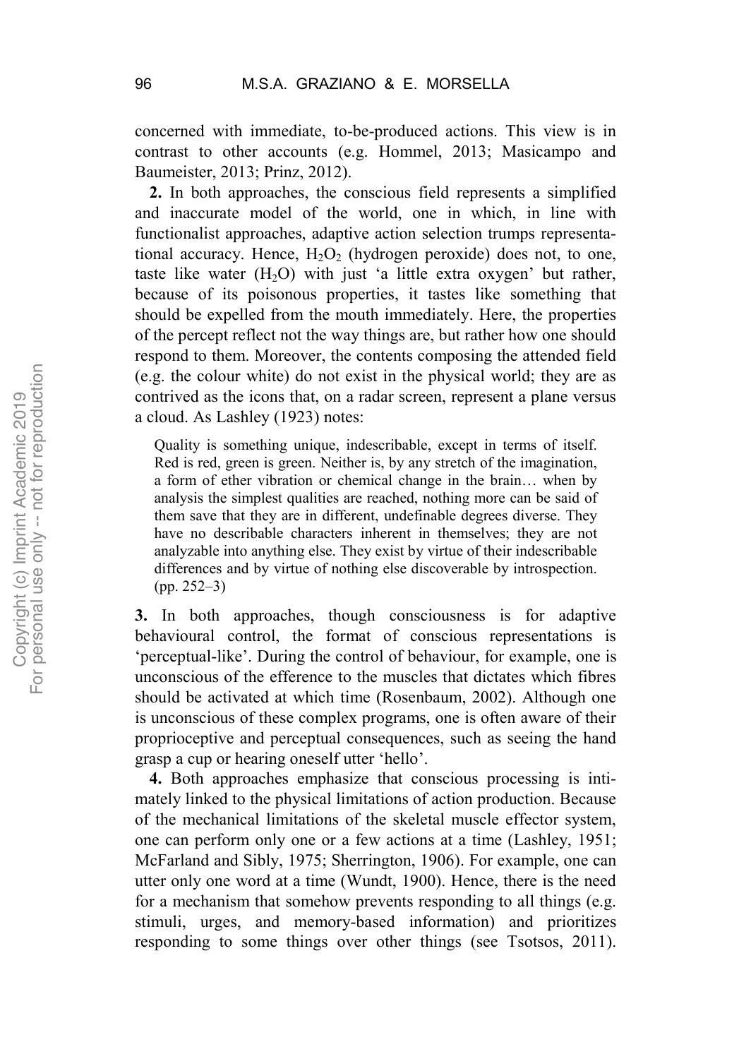concerned with immediate, to-be-produced actions. This view is in contrast to other accounts (e.g. Hommel, 2013; Masicampo and Baumeister, 2013; Prinz, 2012).

**2.** In both approaches, the conscious field represents a simplified and inaccurate model of the world, one in which, in line with functionalist approaches, adaptive action selection trumps representational accuracy. Hence, $H_2O_2$ (hydrogen peroxide) does not, to one, taste like water ($H_2O$) with just 'a little extra oxygen' but rather, because of its poisonous properties, it tastes like something that should be expelled from the mouth immediately. Here, the properties of the percept reflect not the way things are, but rather how one should respond to them. Moreover, the contents composing the attended field (e.g. the colour white) do not exist in the physical world; they are as contrived as the icons that, on a radar screen, represent a plane versus a cloud. As Lashley (1923) notes:

> Quality is something unique, indescribable, except in terms of itself. Red is red, green is green. Neither is, by any stretch of the imagination, a form of ether vibration or chemical change in the brain… when by analysis the simplest qualities are reached, nothing more can be said of them save that they are in different, undefinable degrees diverse. They have no describable characters inherent in themselves; they are not analyzable into anything else. They exist by virtue of their indescribable differences and by virtue of nothing else discoverable by introspection. (pp. 252–3)

**3.** In both approaches, though consciousness is for adaptive behavioural control, the format of conscious representations is 'perceptual-like'. During the control of behaviour, for example, one is unconscious of the efference to the muscles that dictates which fibres should be activated at which time (Rosenbaum, 2002). Although one is unconscious of these complex programs, one is often aware of their proprioceptive and perceptual consequences, such as seeing the hand grasp a cup or hearing oneself utter 'hello'.

**4.** Both approaches emphasize that conscious processing is intimately linked to the physical limitations of action production. Because of the mechanical limitations of the skeletal muscle effector system, one can perform only one or a few actions at a time (Lashley, 1951; McFarland and Sibly, 1975; Sherrington, 1906). For example, one can utter only one word at a time (Wundt, 1900). Hence, there is the need for a mechanism that somehow prevents responding to all things (e.g. stimuli, urges, and memory-based information) and prioritizes responding to some things over other things (see Tsotsos, 2011).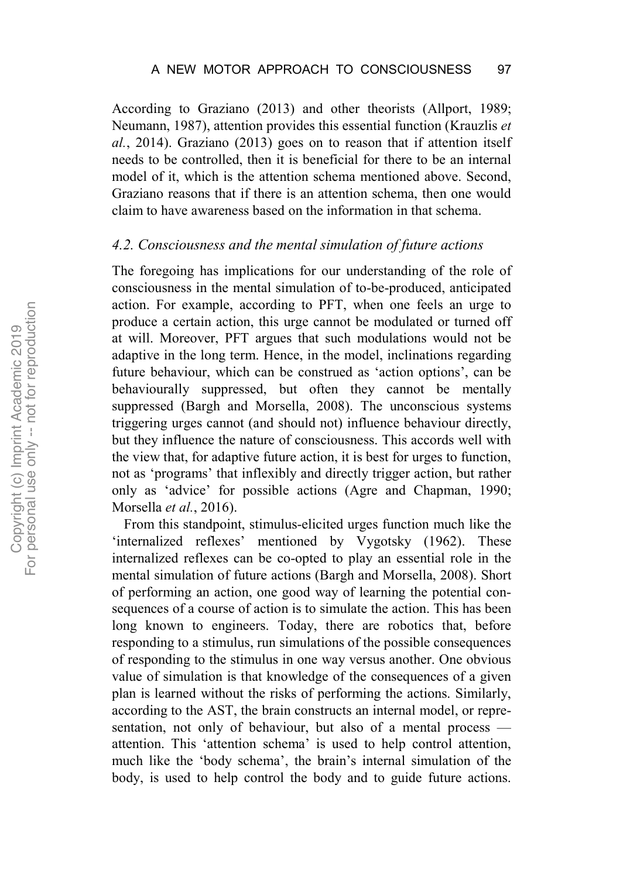According to Graziano (2013) and other theorists (Allport, 1989; Neumann, 1987), attention provides this essential function (Krauzlis *et al.*, 2014). Graziano (2013) goes on to reason that if attention itself needs to be controlled, then it is beneficial for there to be an internal model of it, which is the attention schema mentioned above. Second, Graziano reasons that if there is an attention schema, then one would claim to have awareness based on the information in that schema.

### *4.2. Consciousness and the mental simulation of future actions*

The foregoing has implications for our understanding of the role of consciousness in the mental simulation of to-be-produced, anticipated action. For example, according to PFT, when one feels an urge to produce a certain action, this urge cannot be modulated or turned off at will. Moreover, PFT argues that such modulations would not be adaptive in the long term. Hence, in the model, inclinations regarding future behaviour, which can be construed as 'action options', can be behaviourally suppressed, but often they cannot be mentally suppressed (Bargh and Morsella, 2008). The unconscious systems triggering urges cannot (and should not) influence behaviour directly, but they influence the nature of consciousness. This accords well with the view that, for adaptive future action, it is best for urges to function, not as 'programs' that inflexibly and directly trigger action, but rather only as 'advice' for possible actions (Agre and Chapman, 1990; Morsella *et al.*, 2016).

From this standpoint, stimulus-elicited urges function much like the 'internalized reflexes' mentioned by Vygotsky (1962). These internalized reflexes can be co-opted to play an essential role in the mental simulation of future actions (Bargh and Morsella, 2008). Short of performing an action, one good way of learning the potential consequences of a course of action is to simulate the action. This has been long known to engineers. Today, there are robotics that, before responding to a stimulus, run simulations of the possible consequences of responding to the stimulus in one way versus another. One obvious value of simulation is that knowledge of the consequences of a given plan is learned without the risks of performing the actions. Similarly, according to the AST, the brain constructs an internal model, or representation, not only of behaviour, but also of a mental process — attention. This 'attention schema' is used to help control attention, much like the 'body schema', the brain's internal simulation of the body, is used to help control the body and to guide future actions.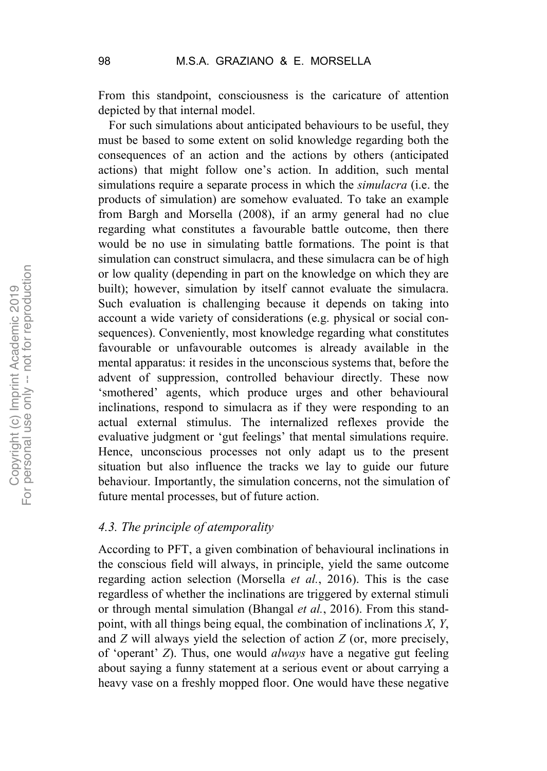From this standpoint, consciousness is the caricature of attention depicted by that internal model.

For such simulations about anticipated behaviours to be useful, they must be based to some extent on solid knowledge regarding both the consequences of an action and the actions by others (anticipated actions) that might follow one's action. In addition, such mental simulations require a separate process in which the *simulacra* (i.e. the products of simulation) are somehow evaluated. To take an example from Bargh and Morsella (2008), if an army general had no clue regarding what constitutes a favourable battle outcome, then there would be no use in simulating battle formations. The point is that simulation can construct simulacra, and these simulacra can be of high or low quality (depending in part on the knowledge on which they are built); however, simulation by itself cannot evaluate the simulacra. Such evaluation is challenging because it depends on taking into account a wide variety of considerations (e.g. physical or social consequences). Conveniently, most knowledge regarding what constitutes favourable or unfavourable outcomes is already available in the mental apparatus: it resides in the unconscious systems that, before the advent of suppression, controlled behaviour directly. These now 'smothered' agents, which produce urges and other behavioural inclinations, respond to simulacra as if they were responding to an actual external stimulus. The internalized reflexes provide the evaluative judgment or 'gut feelings' that mental simulations require. Hence, unconscious processes not only adapt us to the present situation but also influence the tracks we lay to guide our future behaviour. Importantly, the simulation concerns, not the simulation of future mental processes, but of future action.

### *4.3. The principle of atemporality*

According to PFT, a given combination of behavioural inclinations in the conscious field will always, in principle, yield the same outcome regarding action selection (Morsella *et al.*, 2016). This is the case regardless of whether the inclinations are triggered by external stimuli or through mental simulation (Bhangal *et al.*, 2016). From this standpoint, with all things being equal, the combination of inclinations *X*, *Y*, and *Z* will always yield the selection of action *Z* (or, more precisely, of 'operant' *Z*). Thus, one would *always* have a negative gut feeling about saying a funny statement at a serious event or about carrying a heavy vase on a freshly mopped floor. One would have these negative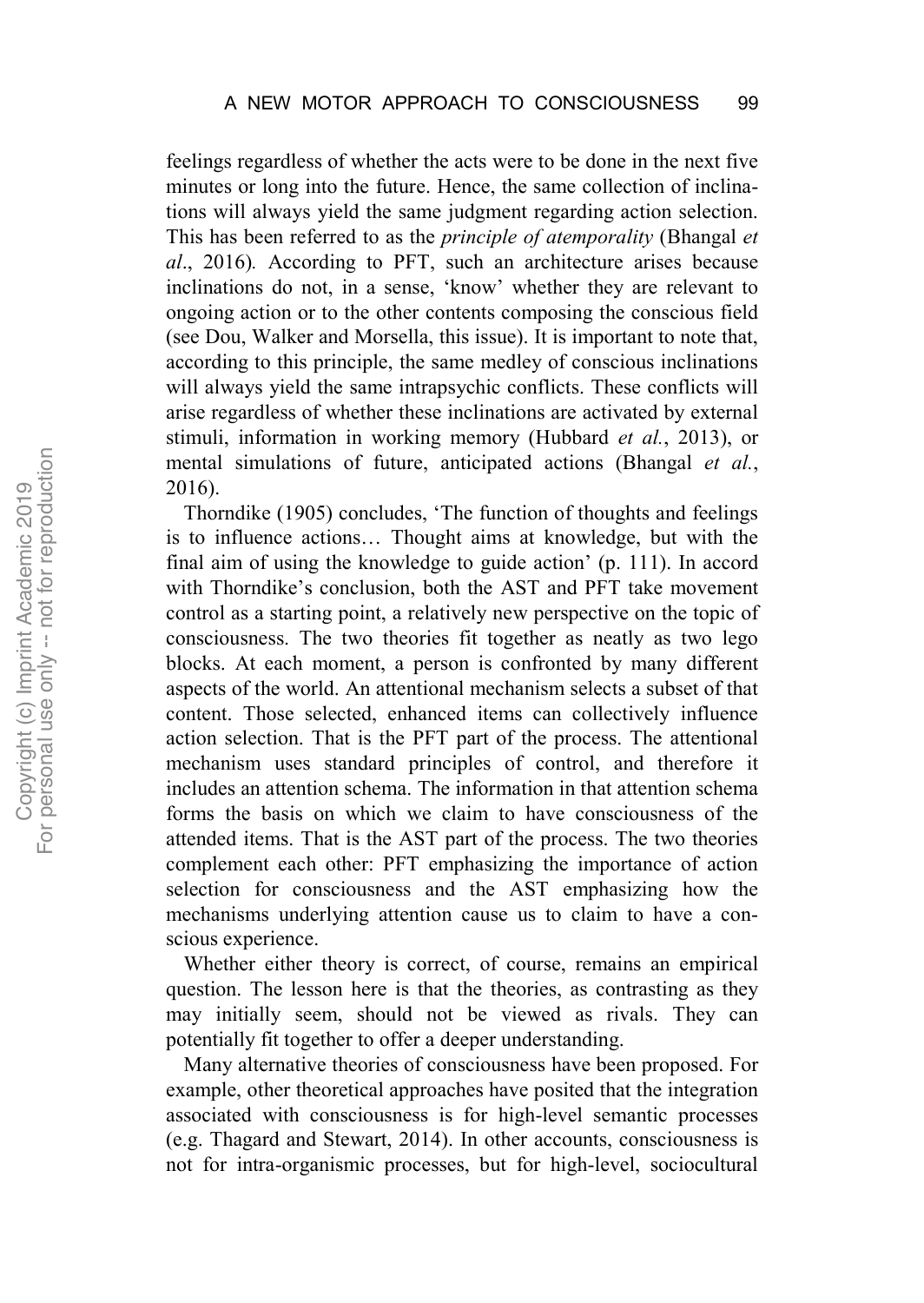feelings regardless of whether the acts were to be done in the next five minutes or long into the future. Hence, the same collection of inclinations will always yield the same judgment regarding action selection. This has been referred to as the *principle of atemporality* (Bhangal *et al*., 2016). According to PFT, such an architecture arises because inclinations do not, in a sense, 'know' whether they are relevant to ongoing action or to the other contents composing the conscious field (see Dou, Walker and Morsella, this issue). It is important to note that, according to this principle, the same medley of conscious inclinations will always yield the same intrapsychic conflicts. These conflicts will arise regardless of whether these inclinations are activated by external stimuli, information in working memory (Hubbard *et al.*, 2013), or mental simulations of future, anticipated actions (Bhangal *et al.*, 2016).

Thorndike (1905) concludes, 'The function of thoughts and feelings is to influence actions… Thought aims at knowledge, but with the final aim of using the knowledge to guide action' (p. 111). In accord with Thorndike's conclusion, both the AST and PFT take movement control as a starting point, a relatively new perspective on the topic of consciousness. The two theories fit together as neatly as two lego blocks. At each moment, a person is confronted by many different aspects of the world. An attentional mechanism selects a subset of that content. Those selected, enhanced items can collectively influence action selection. That is the PFT part of the process. The attentional mechanism uses standard principles of control, and therefore it includes an attention schema. The information in that attention schema forms the basis on which we claim to have consciousness of the attended items. That is the AST part of the process. The two theories complement each other: PFT emphasizing the importance of action selection for consciousness and the AST emphasizing how the mechanisms underlying attention cause us to claim to have a conscious experience.

Whether either theory is correct, of course, remains an empirical question. The lesson here is that the theories, as contrasting as they may initially seem, should not be viewed as rivals. They can potentially fit together to offer a deeper understanding.

Many alternative theories of consciousness have been proposed. For example, other theoretical approaches have posited that the integration associated with consciousness is for high-level semantic processes (e.g. Thagard and Stewart, 2014). In other accounts, consciousness is not for intra-organismic processes, but for high-level, sociocultural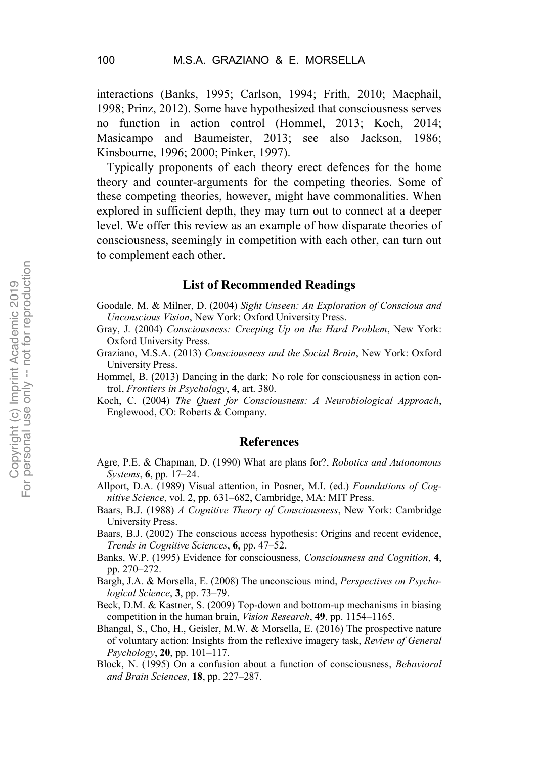interactions (Banks, 1995; Carlson, 1994; Frith, 2010; Macphail, 1998; Prinz, 2012). Some have hypothesized that consciousness serves no function in action control (Hommel, 2013; Koch, 2014; Masicampo and Baumeister, 2013; see also Jackson, 1986; Kinsbourne, 1996; 2000; Pinker, 1997).

Typically proponents of each theory erect defences for the home theory and counter-arguments for the competing theories. Some of these competing theories, however, might have commonalities. When explored in sufficient depth, they may turn out to connect at a deeper level. We offer this review as an example of how disparate theories of consciousness, seemingly in competition with each other, can turn out to complement each other.

## List of Recommended Readings

Goodale, M. & Milner, D. (2004) *Sight Unseen: An Exploration of Conscious and Unconscious Vision*, New York: Oxford University Press.

Gray, J. (2004) *Consciousness: Creeping Up on the Hard Problem*, New York: Oxford University Press.

Graziano, M.S.A. (2013) *Consciousness and the Social Brain*, New York: Oxford University Press.

Hommel, B. (2013) Dancing in the dark: No role for consciousness in action control, *Frontiers in Psychology*, **4**, art. 380.

Koch, C. (2004) *The Quest for Consciousness: A Neurobiological Approach*, Englewood, CO: Roberts & Company.

## References

Agre, P.E. & Chapman, D. (1990) What are plans for?, *Robotics and Autonomous Systems*, **6**, pp. 17–24.

Allport, D.A. (1989) Visual attention, in Posner, M.I. (ed.) *Foundations of Cognitive Science*, vol. 2, pp. 631–682, Cambridge, MA: MIT Press.

Baars, B.J. (1988) *A Cognitive Theory of Consciousness*, New York: Cambridge University Press.

Baars, B.J. (2002) The conscious access hypothesis: Origins and recent evidence, *Trends in Cognitive Sciences*, **6**, pp. 47–52.

Banks, W.P. (1995) Evidence for consciousness, *Consciousness and Cognition*, **4**, pp. 270–272.

Bargh, J.A. & Morsella, E. (2008) The unconscious mind, *Perspectives on Psychological Science*, **3**, pp. 73–79.

Beck, D.M. & Kastner, S. (2009) Top-down and bottom-up mechanisms in biasing competition in the human brain, *Vision Research*, **49**, pp. 1154–1165.

Bhangal, S., Cho, H., Geisler, M.W. & Morsella, E. (2016) The prospective nature of voluntary action: Insights from the reflexive imagery task, *Review of General Psychology*, **20**, pp. 101–117.

Block, N. (1995) On a confusion about a function of consciousness, *Behavioral and Brain Sciences*, **18**, pp. 227–287.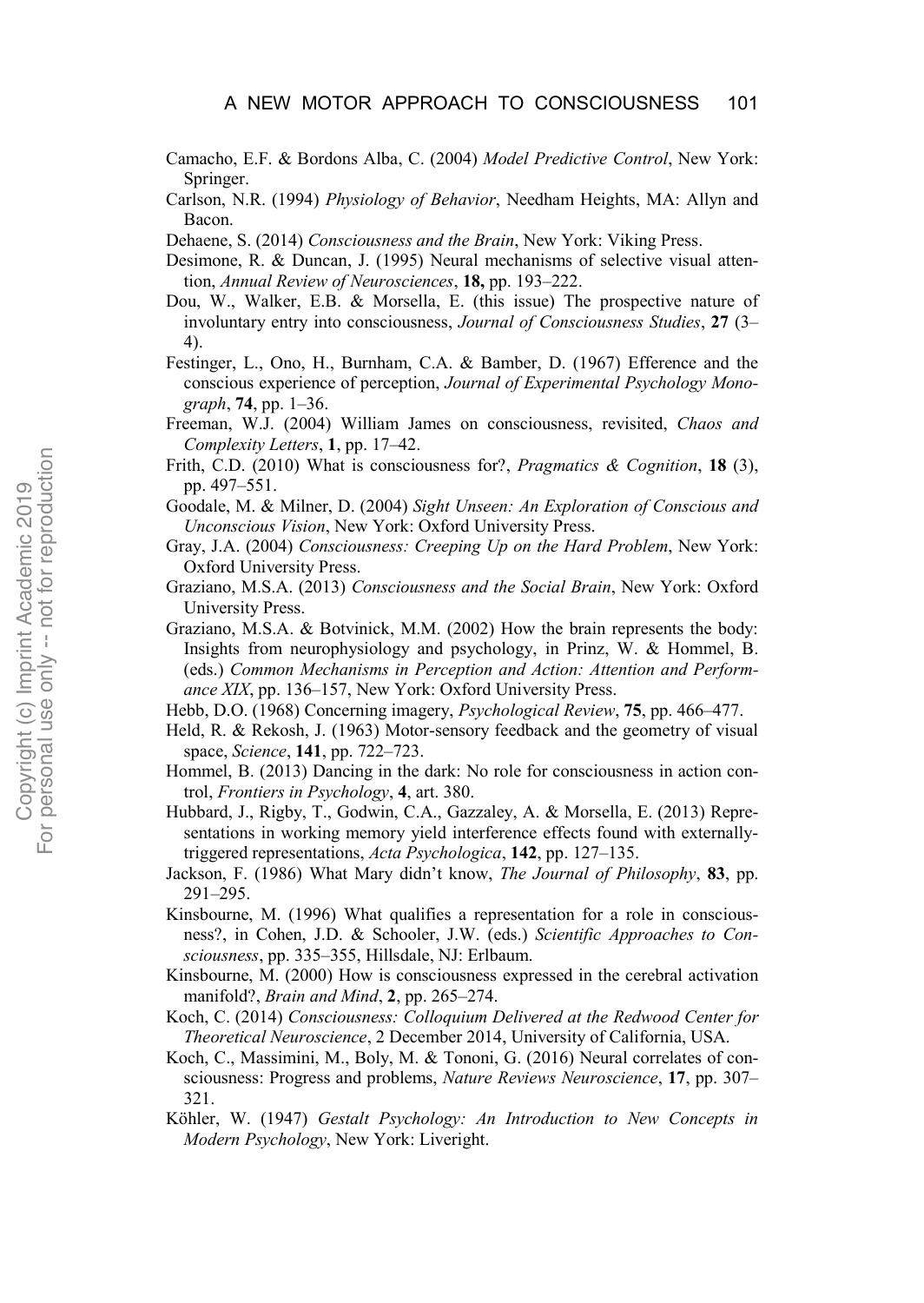Camacho, E.F. & Bordons Alba, C. (2004) *Model Predictive Control*, New York: Springer.

Carlson, N.R. (1994) *Physiology of Behavior*, Needham Heights, MA: Allyn and Bacon.

Dehaene, S. (2014) *Consciousness and the Brain*, New York: Viking Press.

Desimone, R. & Duncan, J. (1995) Neural mechanisms of selective visual attention, *Annual Review of Neurosciences*, **18,** pp. 193–222.

Dou, W., Walker, E.B. & Morsella, E. (this issue) The prospective nature of involuntary entry into consciousness, *Journal of Consciousness Studies*, **27** (3–4).

Festinger, L., Ono, H., Burnham, C.A. & Bamber, D. (1967) Efference and the conscious experience of perception, *Journal of Experimental Psychology Monograph*, **74**, pp. 1–36.

Freeman, W.J. (2004) William James on consciousness, revisited, *Chaos and Complexity Letters*, **1**, pp. 17–42.

Frith, C.D. (2010) What is consciousness for?, *Pragmatics & Cognition*, **18** (3), pp. 497–551.

Goodale, M. & Milner, D. (2004) *Sight Unseen: An Exploration of Conscious and Unconscious Vision*, New York: Oxford University Press.

Gray, J.A. (2004) *Consciousness: Creeping Up on the Hard Problem*, New York: Oxford University Press.

Graziano, M.S.A. (2013) *Consciousness and the Social Brain*, New York: Oxford University Press.

Graziano, M.S.A. & Botvinick, M.M. (2002) How the brain represents the body: Insights from neurophysiology and psychology, in Prinz, W. & Hommel, B. (eds.) *Common Mechanisms in Perception and Action: Attention and Performance XIX*, pp. 136–157, New York: Oxford University Press.

Hebb, D.O. (1968) Concerning imagery, *Psychological Review*, **75**, pp. 466–477.

Held, R. & Rekosh, J. (1963) Motor-sensory feedback and the geometry of visual space, *Science*, **141**, pp. 722–723.

Hommel, B. (2013) Dancing in the dark: No role for consciousness in action control, *Frontiers in Psychology*, **4**, art. 380.

Hubbard, J., Rigby, T., Godwin, C.A., Gazzaley, A. & Morsella, E. (2013) Representations in working memory yield interference effects found with externally-triggered representations, *Acta Psychologica*, **142**, pp. 127–135.

Jackson, F. (1986) What Mary didn't know, *The Journal of Philosophy*, **83**, pp. 291–295.

Kinsbourne, M. (1996) What qualifies a representation for a role in consciousness?, in Cohen, J.D. & Schooler, J.W. (eds.) *Scientific Approaches to Consciousness*, pp. 335–355, Hillsdale, NJ: Erlbaum.

Kinsbourne, M. (2000) How is consciousness expressed in the cerebral activation manifold?, *Brain and Mind*, **2**, pp. 265–274.

Koch, C. (2014) *Consciousness: Colloquium Delivered at the Redwood Center for Theoretical Neuroscience*, 2 December 2014, University of California, USA.

Koch, C., Massimini, M., Boly, M. & Tononi, G. (2016) Neural correlates of consciousness: Progress and problems, *Nature Reviews Neuroscience*, **17**, pp. 307–321.

Köhler, W. (1947) *Gestalt Psychology: An Introduction to New Concepts in Modern Psychology*, New York: Liveright.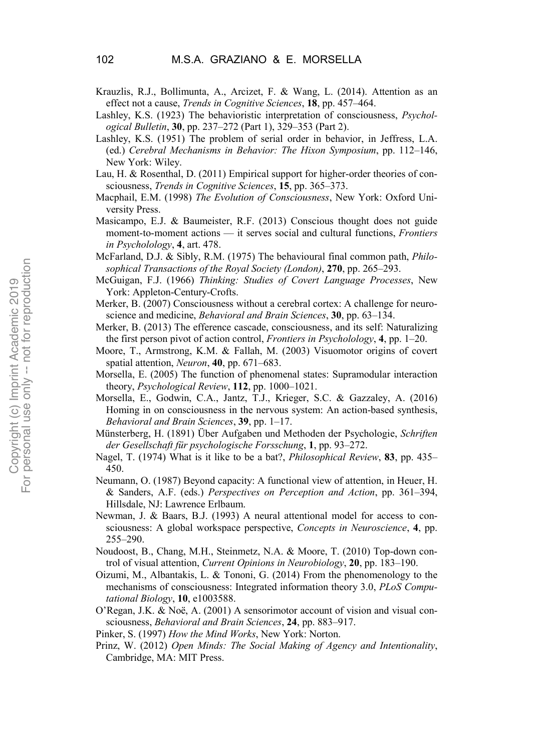Krauzlis, R.J., Bollimunta, A., Arcizet, F. & Wang, L. (2014). Attention as an effect not a cause, *Trends in Cognitive Sciences*, **18**, pp. 457–464.

Lashley, K.S. (1923) The behavioristic interpretation of consciousness, *Psychological Bulletin*, **30**, pp. 237–272 (Part 1), 329–353 (Part 2).

Lashley, K.S. (1951) The problem of serial order in behavior, in Jeffress, L.A. (ed.) *Cerebral Mechanisms in Behavior: The Hixon Symposium*, pp. 112–146, New York: Wiley.

Lau, H. & Rosenthal, D. (2011) Empirical support for higher-order theories of consciousness, *Trends in Cognitive Sciences*, **15**, pp. 365–373.

Macphail, E.M. (1998) *The Evolution of Consciousness*, New York: Oxford University Press.

Masicampo, E.J. & Baumeister, R.F. (2013) Conscious thought does not guide moment-to-moment actions — it serves social and cultural functions, *Frontiers in Psychology*, **4**, art. 478.

McFarland, D.J. & Sibly, R.M. (1975) The behavioural final common path, *Philosophical Transactions of the Royal Society (London)*, **270**, pp. 265–293.

McGuigan, F.J. (1966) *Thinking: Studies of Covert Language Processes*, New York: Appleton-Century-Crofts.

Merker, B. (2007) Consciousness without a cerebral cortex: A challenge for neuroscience and medicine, *Behavioral and Brain Sciences*, **30**, pp. 63–134.

Merker, B. (2013) The efference cascade, consciousness, and its self: Naturalizing the first person pivot of action control, *Frontiers in Psychology*, **4**, pp. 1–20.

Moore, T., Armstrong, K.M. & Fallah, M. (2003) Visuomotor origins of covert spatial attention, *Neuron*, **40**, pp. 671–683.

Morsella, E. (2005) The function of phenomenal states: Supramodular interaction theory, *Psychological Review*, **112**, pp. 1000–1021.

Morsella, E., Godwin, C.A., Jantz, T.J., Krieger, S.C. & Gazzaley, A. (2016) Homing in on consciousness in the nervous system: An action-based synthesis, *Behavioral and Brain Sciences*, **39**, pp. 1–17.

Münsterberg, H. (1891) Über Aufgaben und Methoden der Psychologie, *Schriften der Gesellschaft für psychologische Forsschung*, **1**, pp. 93–272.

Nagel, T. (1974) What is it like to be a bat?, *Philosophical Review*, **83**, pp. 435–450.

Neumann, O. (1987) Beyond capacity: A functional view of attention, in Heuer, H. & Sanders, A.F. (eds.) *Perspectives on Perception and Action*, pp. 361–394, Hillsdale, NJ: Lawrence Erlbaum.

Newman, J. & Baars, B.J. (1993) A neural attentional model for access to consciousness: A global workspace perspective, *Concepts in Neuroscience*, **4**, pp. 255–290.

Noudoost, B., Chang, M.H., Steinmetz, N.A. & Moore, T. (2010) Top-down control of visual attention, *Current Opinions in Neurobiology*, **20**, pp. 183–190.

Oizumi, M., Albantakis, L. & Tononi, G. (2014) From the phenomenology to the mechanisms of consciousness: Integrated information theory 3.0, *PLoS Computational Biology*, **10**, e1003588.

O'Regan, J.K. & Noë, A. (2001) A sensorimotor account of vision and visual consciousness, *Behavioral and Brain Sciences*, **24**, pp. 883–917.

Pinker, S. (1997) *How the Mind Works*, New York: Norton.

Prinz, W. (2012) *Open Minds: The Social Making of Agency and Intentionality*, Cambridge, MA: MIT Press.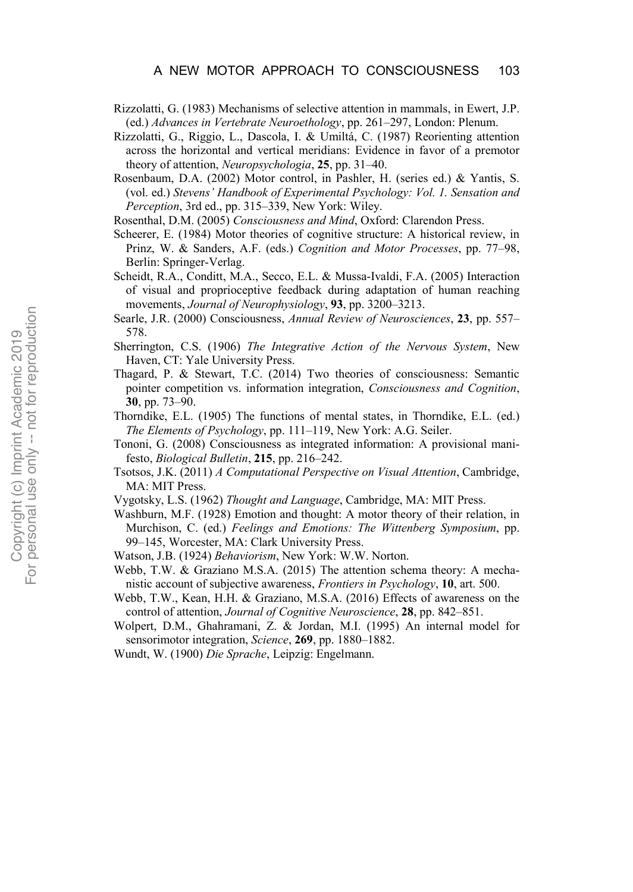Rizzolatti, G. (1983) Mechanisms of selective attention in mammals, in Ewert, J.P. (ed.) *Advances in Vertebrate Neuroethology*, pp. 261–297, London: Plenum.

Rizzolatti, G., Riggio, L., Dascola, I. & Umiltá, C. (1987) Reorienting attention across the horizontal and vertical meridians: Evidence in favor of a premotor theory of attention, *Neuropsychologia*, **25**, pp. 31–40.

Rosenbaum, D.A. (2002) Motor control, in Pashler, H. (series ed.) & Yantis, S. (vol. ed.) *Stevens' Handbook of Experimental Psychology: Vol. 1. Sensation and Perception*, 3rd ed., pp. 315–339, New York: Wiley.

Rosenthal, D.M. (2005) *Consciousness and Mind*, Oxford: Clarendon Press.

Scheerer, E. (1984) Motor theories of cognitive structure: A historical review, in Prinz, W. & Sanders, A.F. (eds.) *Cognition and Motor Processes*, pp. 77–98, Berlin: Springer-Verlag.

Scheidt, R.A., Conditt, M.A., Secco, E.L. & Mussa-Ivaldi, F.A. (2005) Interaction of visual and proprioceptive feedback during adaptation of human reaching movements, *Journal of Neurophysiology*, **93**, pp. 3200–3213.

Searle, J.R. (2000) Consciousness, *Annual Review of Neurosciences*, **23**, pp. 557–578.

Sherrington, C.S. (1906) *The Integrative Action of the Nervous System*, New Haven, CT: Yale University Press.

Thagard, P. & Stewart, T.C. (2014) Two theories of consciousness: Semantic pointer competition vs. information integration, *Consciousness and Cognition*, **30**, pp. 73–90.

Thorndike, E.L. (1905) The functions of mental states, in Thorndike, E.L. (ed.) *The Elements of Psychology*, pp. 111–119, New York: A.G. Seiler.

Tononi, G. (2008) Consciousness as integrated information: A provisional manifesto, *Biological Bulletin*, **215**, pp. 216–242.

Tsotsos, J.K. (2011) *A Computational Perspective on Visual Attention*, Cambridge, MA: MIT Press.

Vygotsky, L.S. (1962) *Thought and Language*, Cambridge, MA: MIT Press.

Washburn, M.F. (1928) Emotion and thought: A motor theory of their relation, in Murchison, C. (ed.) *Feelings and Emotions: The Wittenberg Symposium*, pp. 99–145, Worcester, MA: Clark University Press.

Watson, J.B. (1924) *Behaviorism*, New York: W.W. Norton.

Webb, T.W. & Graziano M.S.A. (2015) The attention schema theory: A mechanistic account of subjective awareness, *Frontiers in Psychology*, **10**, art. 500.

Webb, T.W., Kean, H.H. & Graziano, M.S.A. (2016) Effects of awareness on the control of attention, *Journal of Cognitive Neuroscience*, **28**, pp. 842–851.

Wolpert, D.M., Ghahramani, Z. & Jordan, M.I. (1995) An internal model for sensorimotor integration, *Science*, **269**, pp. 1880–1882.

Wundt, W. (1900) *Die Sprache*, Leipzig: Engelmann.